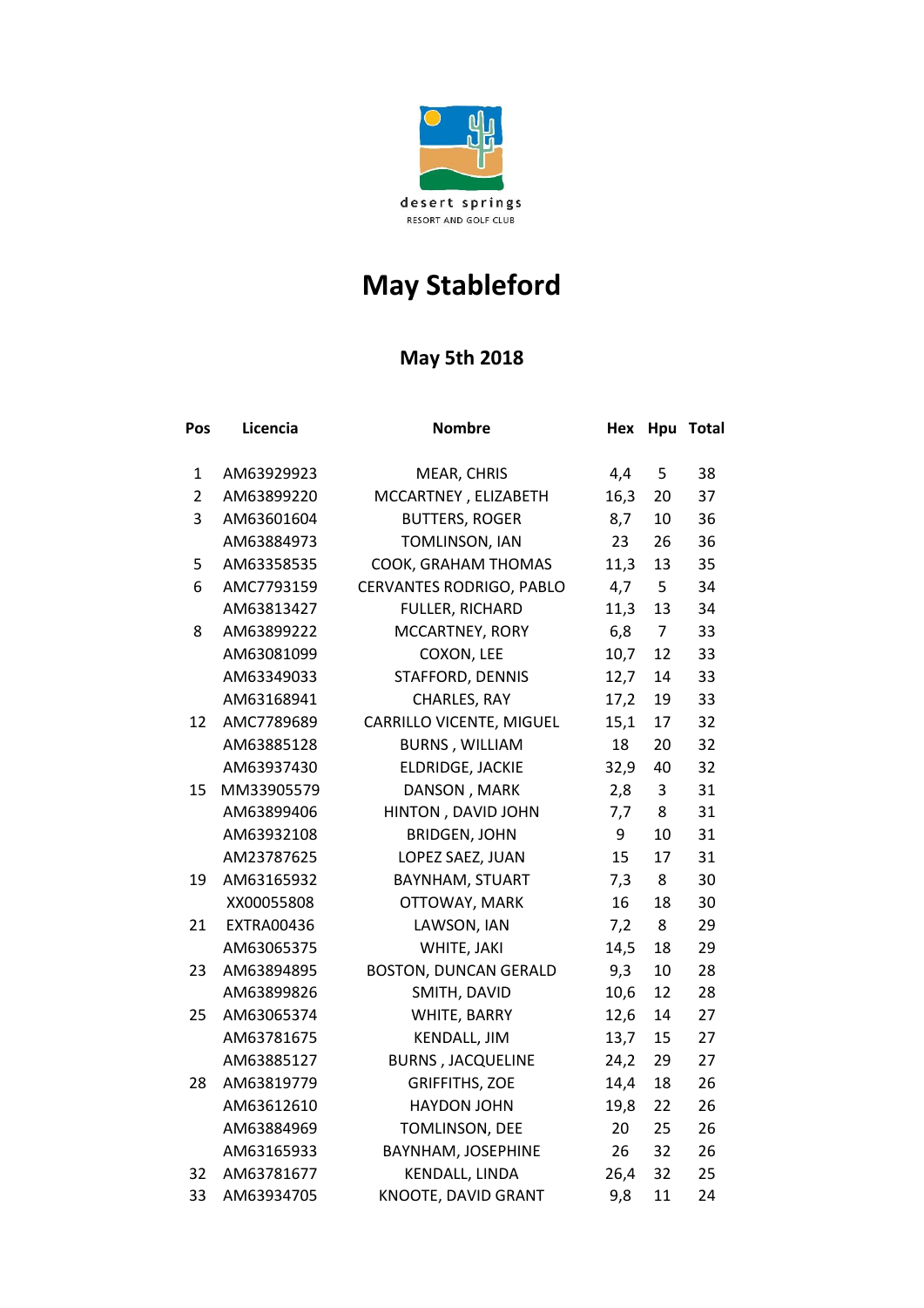desert springs
RESORT AND GOLF CLUB

# May Stableford

## May 5th 2018

| Pos | Licencia | Nombre | Hex | Hpu | Total |
|---|---|---|---|---|---|
| 1 | AM63929923 | MEAR, CHRIS | 4,4 | 5 | 38 |
| 2 | AM63899220 | MCCARTNEY , ELIZABETH | 16,3 | 20 | 37 |
| 3 | AM63601604 | BUTTERS, ROGER | 8,7 | 10 | 36 |
| | AM63884973 | TOMLINSON, IAN | 23 | 26 | 36 |
| 5 | AM63358535 | COOK, GRAHAM THOMAS | 11,3 | 13 | 35 |
| 6 | AMC7793159 | CERVANTES RODRIGO, PABLO | 4,7 | 5 | 34 |
| | AM63813427 | FULLER, RICHARD | 11,3 | 13 | 34 |
| 8 | AM63899222 | MCCARTNEY, RORY | 6,8 | 7 | 33 |
| | AM63081099 | COXON, LEE | 10,7 | 12 | 33 |
| | AM63349033 | STAFFORD, DENNIS | 12,7 | 14 | 33 |
| | AM63168941 | CHARLES, RAY | 17,2 | 19 | 33 |
| 12 | AMC7789689 | CARRILLO VICENTE, MIGUEL | 15,1 | 17 | 32 |
| | AM63885128 | BURNS , WILLIAM | 18 | 20 | 32 |
| | AM63937430 | ELDRIDGE, JACKIE | 32,9 | 40 | 32 |
| 15 | MM33905579 | DANSON , MARK | 2,8 | 3 | 31 |
| | AM63899406 | HINTON , DAVID JOHN | 7,7 | 8 | 31 |
| | AM63932108 | BRIDGEN, JOHN | 9 | 10 | 31 |
| | AM23787625 | LOPEZ SAEZ, JUAN | 15 | 17 | 31 |
| 19 | AM63165932 | BAYNHAM, STUART | 7,3 | 8 | 30 |
| | XX00055808 | OTTOWAY, MARK | 16 | 18 | 30 |
| 21 | EXTRA00436 | LAWSON, IAN | 7,2 | 8 | 29 |
| | AM63065375 | WHITE, JAKI | 14,5 | 18 | 29 |
| 23 | AM63894895 | BOSTON, DUNCAN GERALD | 9,3 | 10 | 28 |
| | AM63899826 | SMITH, DAVID | 10,6 | 12 | 28 |
| 25 | AM63065374 | WHITE, BARRY | 12,6 | 14 | 27 |
| | AM63781675 | KENDALL, JIM | 13,7 | 15 | 27 |
| | AM63885127 | BURNS , JACQUELINE | 24,2 | 29 | 27 |
| 28 | AM63819779 | GRIFFITHS, ZOE | 14,4 | 18 | 26 |
| | AM63612610 | HAYDON JOHN | 19,8 | 22 | 26 |
| | AM63884969 | TOMLINSON, DEE | 20 | 25 | 26 |
| | AM63165933 | BAYNHAM, JOSEPHINE | 26 | 32 | 26 |
| 32 | AM63781677 | KENDALL, LINDA | 26,4 | 32 | 25 |
| 33 | AM63934705 | KNOOTE, DAVID GRANT | 9,8 | 11 | 24 |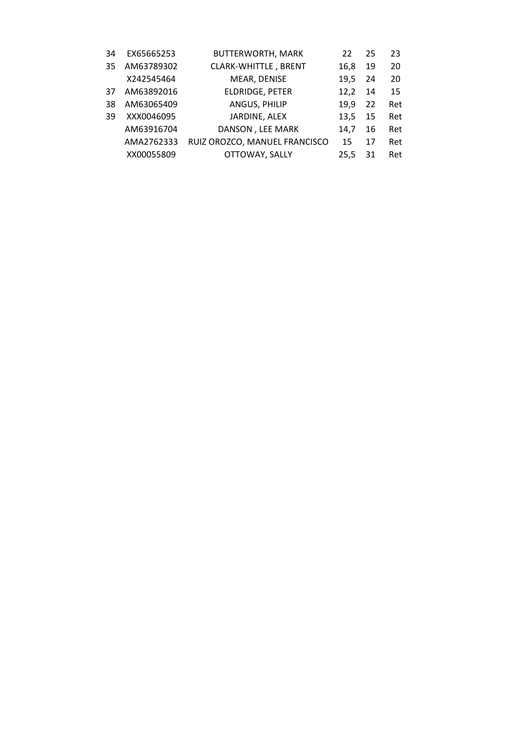| | | | | | |
|---|---|---|---|---|---|
| 34 | EX65665253 | BUTTERWORTH, MARK | 22 | 25 | 23 |
| 35 | AM63789302 | CLARK-WHITTLE , BRENT | 16,8 | 19 | 20 |
| | X242545464 | MEAR, DENISE | 19,5 | 24 | 20 |
| 37 | AM63892016 | ELDRIDGE, PETER | 12,2 | 14 | 15 |
| 38 | AM63065409 | ANGUS, PHILIP | 19,9 | 22 | Ret |
| 39 | XXX0046095 | JARDINE, ALEX | 13,5 | 15 | Ret |
| | AM63916704 | DANSON , LEE MARK | 14,7 | 16 | Ret |
| | AMA2762333 | RUIZ OROZCO, MANUEL FRANCISCO | 15 | 17 | Ret |
| | XX00055809 | OTTOWAY, SALLY | 25,5 | 31 | Ret |